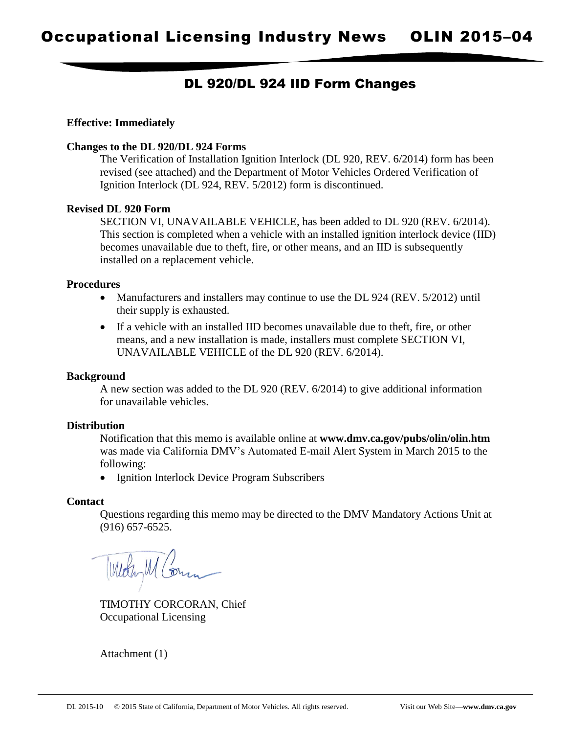# Occupational Licensing Industry News OLIN 2015–04

## DL 920/DL 924 IID Form Changes

**Effective: Immediately**

**Changes to the DL 920/DL 924 Forms**

The Verification of Installation Ignition Interlock (DL 920, REV. 6/2014) form has been revised (see attached) and the Department of Motor Vehicles Ordered Verification of Ignition Interlock (DL 924, REV. 5/2012) form is discontinued.

**Revised DL 920 Form**

SECTION VI, UNAVAILABLE VEHICLE, has been added to DL 920 (REV. 6/2014). This section is completed when a vehicle with an installed ignition interlock device (IID) becomes unavailable due to theft, fire, or other means, and an IID is subsequently installed on a replacement vehicle.

**Procedures**

- Manufacturers and installers may continue to use the DL 924 (REV. 5/2012) until their supply is exhausted.
- If a vehicle with an installed IID becomes unavailable due to theft, fire, or other means, and a new installation is made, installers must complete SECTION VI, UNAVAILABLE VEHICLE of the DL 920 (REV. 6/2014).

**Background**

A new section was added to the DL 920 (REV. 6/2014) to give additional information for unavailable vehicles.

**Distribution**

Notification that this memo is available online at **www.dmv.ca.gov/pubs/olin/olin.htm** was made via California DMV's Automated E-mail Alert System in March 2015 to the following:

- Ignition Interlock Device Program Subscribers

**Contact**

Questions regarding this memo may be directed to the DMV Mandatory Actions Unit at (916) 657-6525.

TIMOTHY CORCORAN, Chief
Occupational Licensing

Attachment (1)

DL 2015-10 © 2015 State of California, Department of Motor Vehicles. All rights reserved. Visit our Web Site—**www.dmv.ca.gov**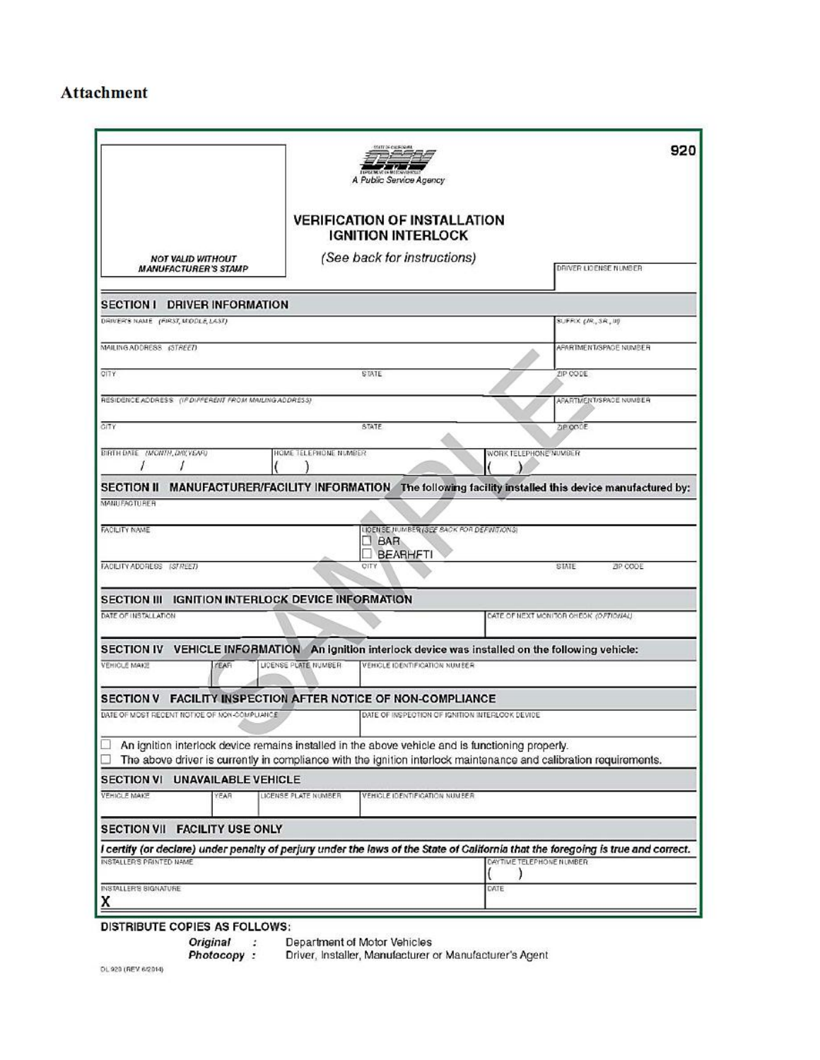## Attachment

NOT VALID WITHOUT MANUFACTURER'S STAMP

STATE OF CALIFORNIA
DMV
DEPARTMENT OF MOTOR VEHICLES
*A Public Service Agency*

**920**

### VERIFICATION OF INSTALLATION IGNITION INTERLOCK

*(See back for instructions)*

DRIVER LICENSE NUMBER

**SECTION I DRIVER INFORMATION**

| DRIVER'S NAME *(FIRST, MIDDLE, LAST)* | | SUFFIX *(JR., SR., III)* |
|---|---|---|
| MAILING ADDRESS *(STREET)* | | APARTMENT/SPACE NUMBER |
| CITY | STATE | ZIP CODE |
| RESIDENCE ADDRESS *(IF DIFFERENT FROM MAILING ADDRESS)* | | APARTMENT/SPACE NUMBER |
| CITY | STATE | ZIP CODE |
| BIRTH DATE *(MONTH, DAY, YEAR)* / / | HOME TELEPHONE NUMBER ( ) | WORK TELEPHONE NUMBER ( ) |

**SECTION II MANUFACTURER/FACILITY INFORMATION** The following facility installed this device manufactured by:

| MANUFACTURER | | |
|---|---|---|
| FACILITY NAME | LICENSE NUMBER *(SEE BACK FOR DEFINITIONS)* ☐ BAR ☐ BEARHFTI | |
| FACILITY ADDRESS *(STREET)* | CITY | STATE ZIP CODE |

**SECTION III IGNITION INTERLOCK DEVICE INFORMATION**

| DATE OF INSTALLATION | DATE OF NEXT MONITOR CHECK *(OPTIONAL)* |
|---|---|

**SECTION IV VEHICLE INFORMATION** An ignition interlock device was installed on the following vehicle:

| VEHICLE MAKE | YEAR | LICENSE PLATE NUMBER | VEHICLE IDENTIFICATION NUMBER |
|---|---|---|---|

**SECTION V FACILITY INSPECTION AFTER NOTICE OF NON-COMPLIANCE**

| DATE OF MOST RECENT NOTICE OF NON-COMPLIANCE | DATE OF INSPECTION OF IGNITION INTERLOCK DEVICE |
|---|---|

☐ An ignition interlock device remains installed in the above vehicle and is functioning properly.
☐ The above driver is currently in compliance with the ignition interlock maintenance and calibration requirements.

**SECTION VI UNAVAILABLE VEHICLE**

| VEHICLE MAKE | YEAR | LICENSE PLATE NUMBER | VEHICLE IDENTIFICATION NUMBER |
|---|---|---|---|

**SECTION VII FACILITY USE ONLY**

***I certify (or declare) under penalty of perjury under the laws of the State of California that the foregoing is true and correct.***

| INSTALLER'S PRINTED NAME | DAYTIME TELEPHONE NUMBER ( ) |
|---|---|
| INSTALLER'S SIGNATURE **X** | DATE |

SAMPLE

**DISTRIBUTE COPIES AS FOLLOWS:**

***Original*** : Department of Motor Vehicles
***Photocopy*** : Driver, Installer, Manufacturer or Manufacturer's Agent

DL 920 (REV 6/2014)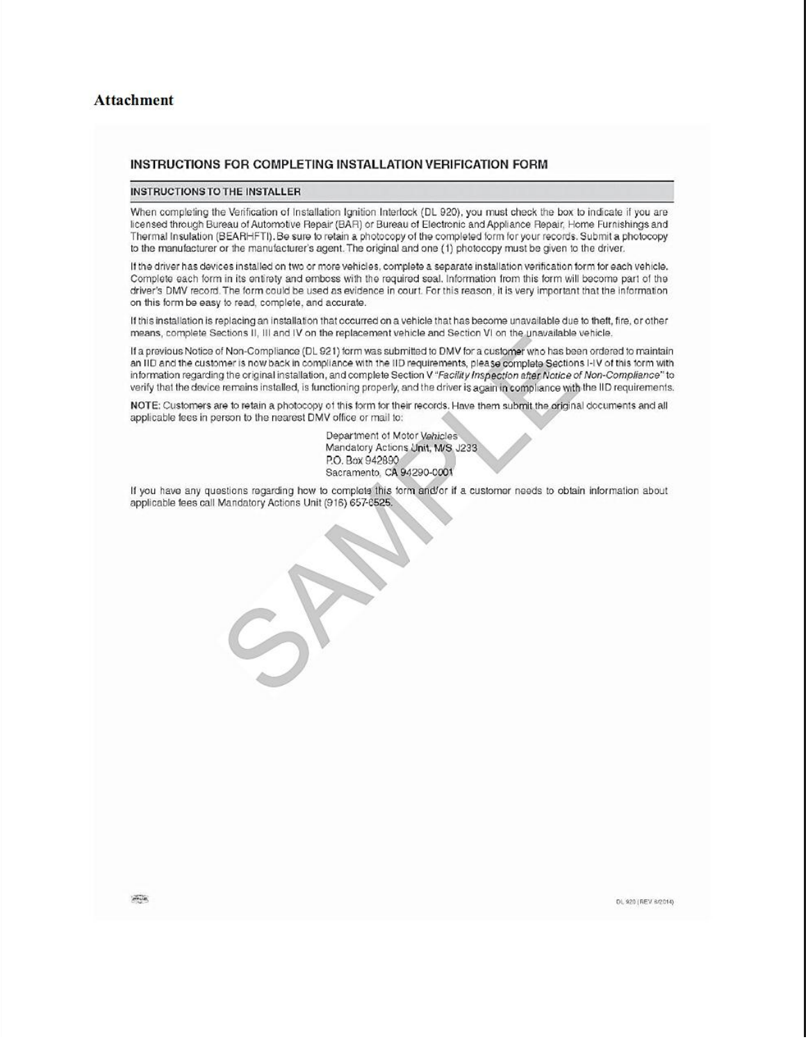**Attachment**

## INSTRUCTIONS FOR COMPLETING INSTALLATION VERIFICATION FORM

### INSTRUCTIONS TO THE INSTALLER

When completing the Verification of Installation Ignition Interlock (DL 920), you must check the box to indicate if you are licensed through Bureau of Automotive Repair (BAR) or Bureau of Electronic and Appliance Repair, Home Furnishings and Thermal Insulation (BEARHFTI). Be sure to retain a photocopy of the completed form for your records. Submit a photocopy to the manufacturer or the manufacturer's agent. The original and one (1) photocopy must be given to the driver.

If the driver has devices installed on two or more vehicles, complete a separate installation verification form for each vehicle. Complete each form in its entirety and emboss with the required seal. Information from this form will become part of the driver's DMV record. The form could be used as evidence in court. For this reason, it is very important that the information on this form be easy to read, complete, and accurate.

If this installation is replacing an installation that occurred on a vehicle that has become unavailable due to theft, fire, or other means, complete Sections II, III and IV on the replacement vehicle and Section VI on the unavailable vehicle.

If a previous Notice of Non-Compliance (DL 921) form was submitted to DMV for a customer who has been ordered to maintain an IID and the customer is now back in compliance with the IID requirements, please complete Sections I-IV of this form with information regarding the original installation, and complete Section V *"Facility Inspection after Notice of Non-Compliance"* to verify that the device remains installed, is functioning properly, and the driver is again in compliance with the IID requirements.

**NOTE:** Customers are to retain a photocopy of this form for their records. Have them submit the original documents and all applicable fees in person to the nearest DMV office or mail to:

Department of Motor Vehicles
Mandatory Actions Unit, M/S J233
P.O. Box 942890
Sacramento, CA 94290-0001

If you have any questions regarding how to complete this form and/or if a customer needs to obtain information about applicable fees call Mandatory Actions Unit (916) 657-6525.

DL 920 (REV 8/2014)